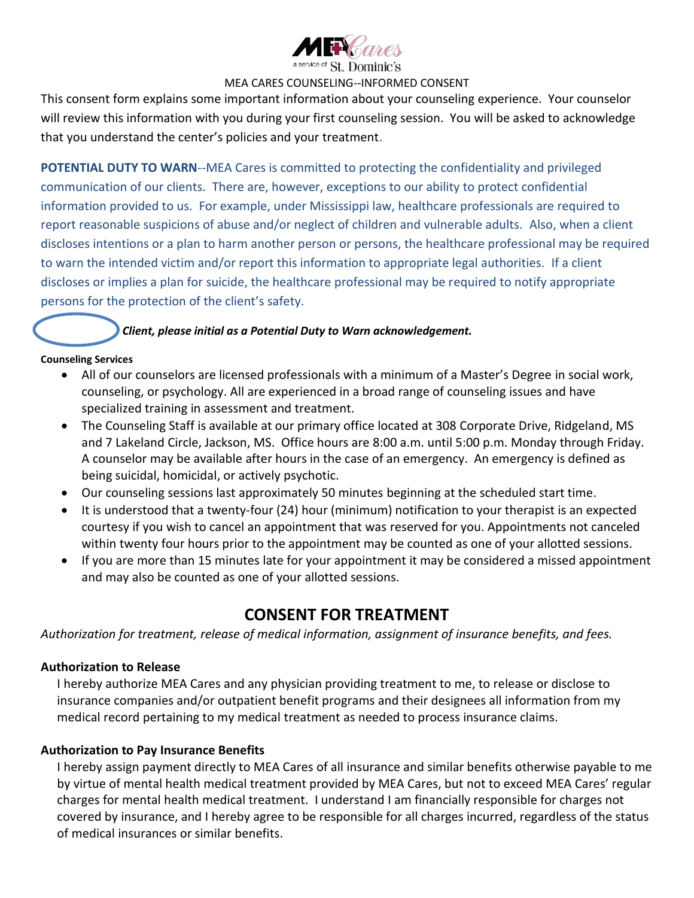MEA Cares
a service of St. Dominic's

MEA CARES COUNSELING--INFORMED CONSENT

This consent form explains some important information about your counseling experience. Your counselor will review this information with you during your first counseling session. You will be asked to acknowledge that you understand the center's policies and your treatment.

**POTENTIAL DUTY TO WARN**--MEA Cares is committed to protecting the confidentiality and privileged communication of our clients. There are, however, exceptions to our ability to protect confidential information provided to us. For example, under Mississippi law, healthcare professionals are required to report reasonable suspicions of abuse and/or neglect of children and vulnerable adults. Also, when a client discloses intentions or a plan to harm another person or persons, the healthcare professional may be required to warn the intended victim and/or report this information to appropriate legal authorities. If a client discloses or implies a plan for suicide, the healthcare professional may be required to notify appropriate persons for the protection of the client's safety.

***Client, please initial as a Potential Duty to Warn acknowledgement.***

**Counseling Services**

- All of our counselors are licensed professionals with a minimum of a Master's Degree in social work, counseling, or psychology. All are experienced in a broad range of counseling issues and have specialized training in assessment and treatment.
- The Counseling Staff is available at our primary office located at 308 Corporate Drive, Ridgeland, MS and 7 Lakeland Circle, Jackson, MS. Office hours are 8:00 a.m. until 5:00 p.m. Monday through Friday. A counselor may be available after hours in the case of an emergency. An emergency is defined as being suicidal, homicidal, or actively psychotic.
- Our counseling sessions last approximately 50 minutes beginning at the scheduled start time.
- It is understood that a twenty-four (24) hour (minimum) notification to your therapist is an expected courtesy if you wish to cancel an appointment that was reserved for you. Appointments not canceled within twenty four hours prior to the appointment may be counted as one of your allotted sessions.
- If you are more than 15 minutes late for your appointment it may be considered a missed appointment and may also be counted as one of your allotted sessions.

## CONSENT FOR TREATMENT

*Authorization for treatment, release of medical information, assignment of insurance benefits, and fees.*

**Authorization to Release**

I hereby authorize MEA Cares and any physician providing treatment to me, to release or disclose to insurance companies and/or outpatient benefit programs and their designees all information from my medical record pertaining to my medical treatment as needed to process insurance claims.

**Authorization to Pay Insurance Benefits**

I hereby assign payment directly to MEA Cares of all insurance and similar benefits otherwise payable to me by virtue of mental health medical treatment provided by MEA Cares, but not to exceed MEA Cares' regular charges for mental health medical treatment. I understand I am financially responsible for charges not covered by insurance, and I hereby agree to be responsible for all charges incurred, regardless of the status of medical insurances or similar benefits.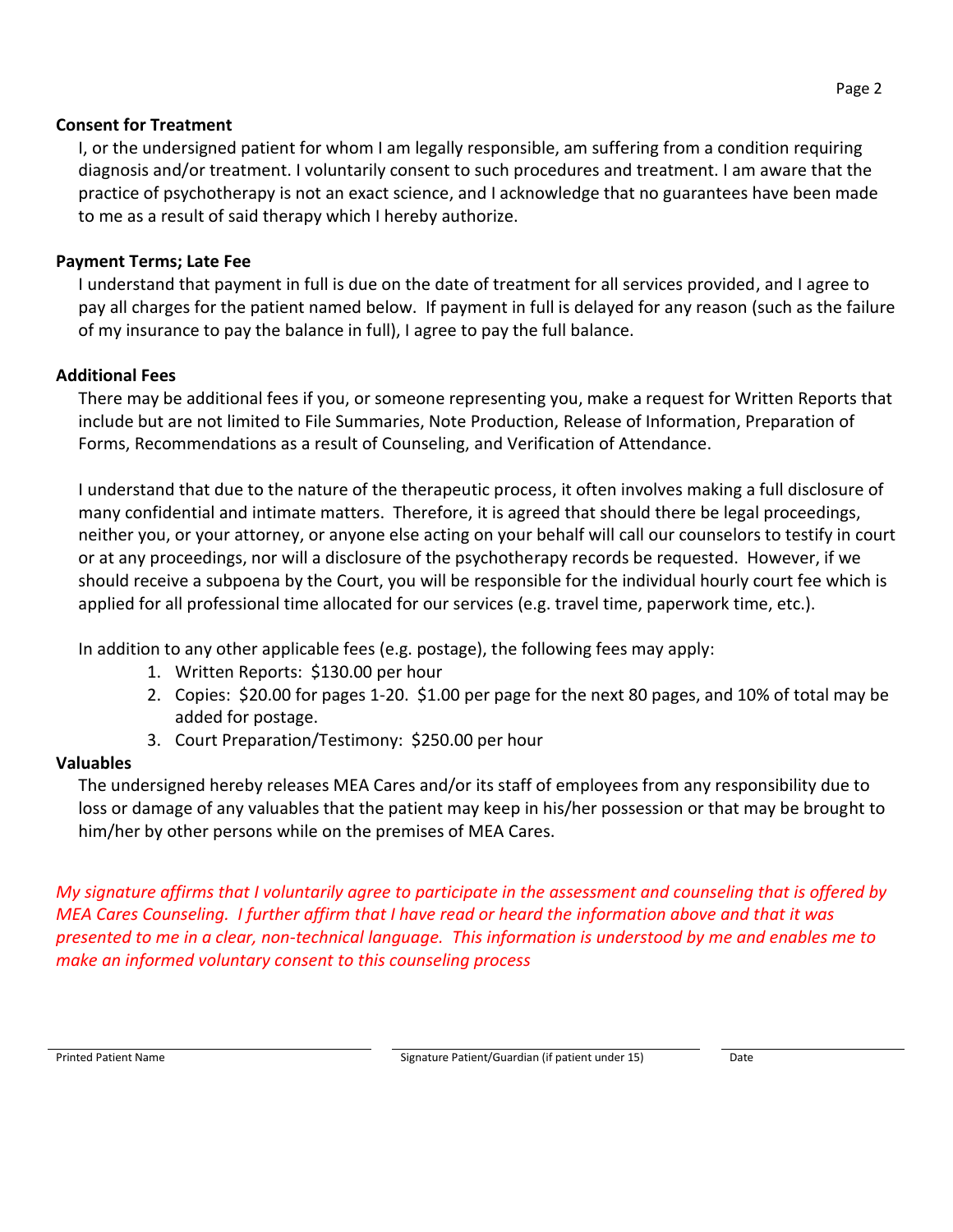**Consent for Treatment**

I, or the undersigned patient for whom I am legally responsible, am suffering from a condition requiring diagnosis and/or treatment. I voluntarily consent to such procedures and treatment. I am aware that the practice of psychotherapy is not an exact science, and I acknowledge that no guarantees have been made to me as a result of said therapy which I hereby authorize.

**Payment Terms; Late Fee**

I understand that payment in full is due on the date of treatment for all services provided, and I agree to pay all charges for the patient named below. If payment in full is delayed for any reason (such as the failure of my insurance to pay the balance in full), I agree to pay the full balance.

**Additional Fees**

There may be additional fees if you, or someone representing you, make a request for Written Reports that include but are not limited to File Summaries, Note Production, Release of Information, Preparation of Forms, Recommendations as a result of Counseling, and Verification of Attendance.

I understand that due to the nature of the therapeutic process, it often involves making a full disclosure of many confidential and intimate matters. Therefore, it is agreed that should there be legal proceedings, neither you, or your attorney, or anyone else acting on your behalf will call our counselors to testify in court or at any proceedings, nor will a disclosure of the psychotherapy records be requested. However, if we should receive a subpoena by the Court, you will be responsible for the individual hourly court fee which is applied for all professional time allocated for our services (e.g. travel time, paperwork time, etc.).

In addition to any other applicable fees (e.g. postage), the following fees may apply:

1. Written Reports: $130.00 per hour
2. Copies: $20.00 for pages 1-20. $1.00 per page for the next 80 pages, and 10% of total may be added for postage.
3. Court Preparation/Testimony: $250.00 per hour

**Valuables**

The undersigned hereby releases MEA Cares and/or its staff of employees from any responsibility due to loss or damage of any valuables that the patient may keep in his/her possession or that may be brought to him/her by other persons while on the premises of MEA Cares.

*My signature affirms that I voluntarily agree to participate in the assessment and counseling that is offered by MEA Cares Counseling. I further affirm that I have read or heard the information above and that it was presented to me in a clear, non-technical language. This information is understood by me and enables me to make an informed voluntary consent to this counseling process*

| | | |
|---|---|---|
| Printed Patient Name | Signature Patient/Guardian (if patient under 15) | Date |